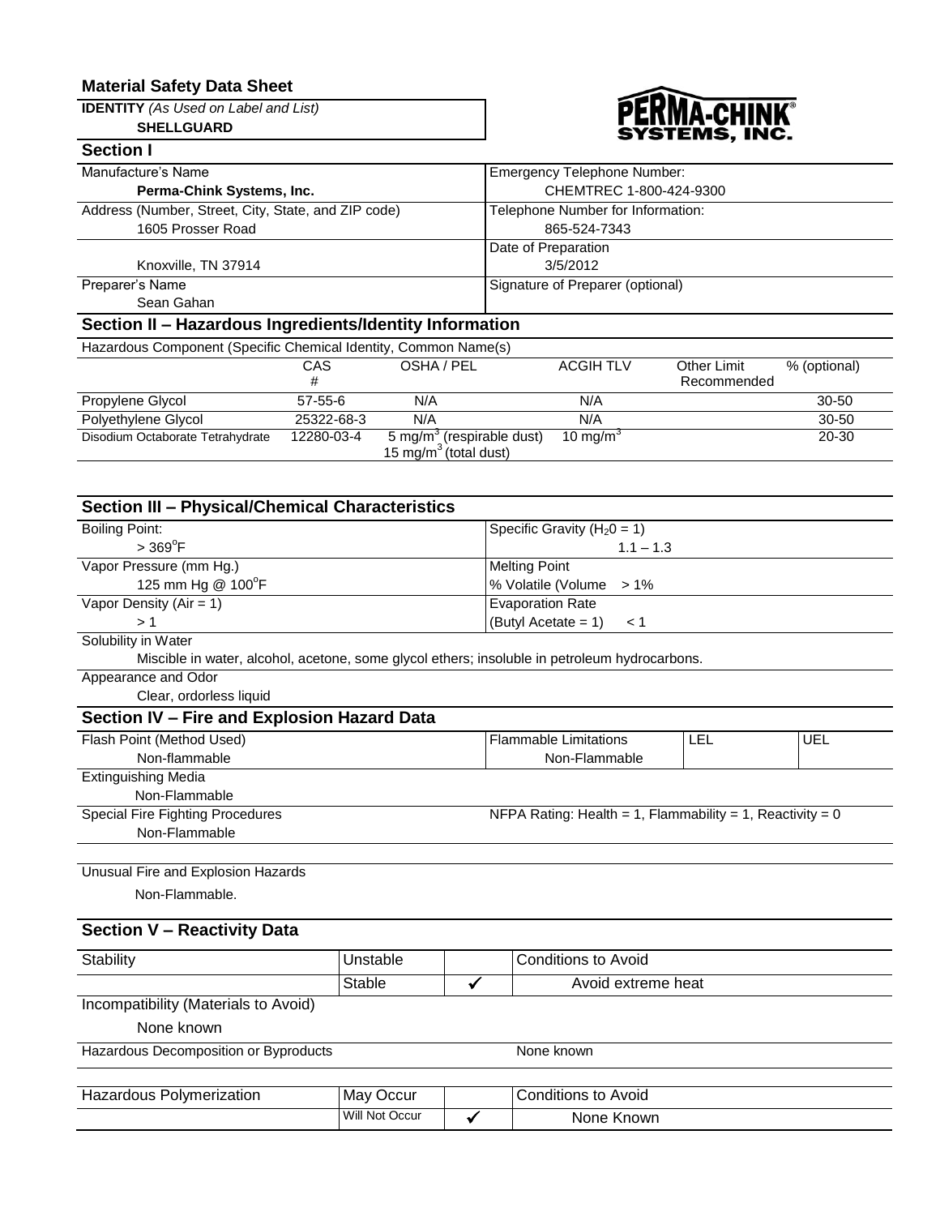# Material Safety Data Sheet

**IDENTITY** *(As Used on Label and List)*
**SHELLGUARD**

PERMA-CHINK® SYSTEMS, INC.

## Section I

| | |
|---|---|
| Manufacture's Name<br>**Perma-Chink Systems, Inc.** | Emergency Telephone Number:<br>CHEMTREC 1-800-424-9300 |
| Address (Number, Street, City, State, and ZIP code)<br>1605 Prosser Road | Telephone Number for Information:<br>865-524-7343 |
| Knoxville, TN 37914 | Date of Preparation<br>3/5/2012 |
| Preparer's Name<br>Sean Gahan | Signature of Preparer (optional) |

## Section II – Hazardous Ingredients/Identity Information

| Hazardous Component (Specific Chemical Identity, Common Name(s) | CAS # | OSHA / PEL | ACGIH TLV | Other Limit Recommended | % (optional) |
|---|---|---|---|---|---|
| Propylene Glycol | 57-55-6 | N/A | N/A | | 30-50 |
| Polyethylene Glycol | 25322-68-3 | N/A | N/A | | 30-50 |
| Disodium Octaborate Tetrahydrate | 12280-03-4 | 5 mg/m$^3$ (respirable dust)<br>15 mg/m$^3$ (total dust) | 10 mg/m$^3$ | | 20-30 |

## Section III – Physical/Chemical Characteristics

| | |
|---|---|
| Boiling Point:<br>> 369°F | Specific Gravity ($H_2O$ = 1)<br>1.1 – 1.3 |
| Vapor Pressure (mm Hg.)<br>125 mm Hg @ 100°F | Melting Point<br>% Volatile (Volume > 1% |
| Vapor Density (Air = 1)<br>> 1 | Evaporation Rate<br>(Butyl Acetate = 1) < 1 |

Solubility in Water

Miscible in water, alcohol, acetone, some glycol ethers; insoluble in petroleum hydrocarbons.

Appearance and Odor

Clear, ordorless liquid

## Section IV – Fire and Explosion Hazard Data

| Flash Point (Method Used) | Flammable Limitations | LEL | UEL |
|---|---|---|---|
| Non-flammable | Non-Flammable | | |

Extinguishing Media

Non-Flammable

Special Fire Fighting Procedures — NFPA Rating: Health = 1, Flammability = 1, Reactivity = 0

Non-Flammable

Unusual Fire and Explosion Hazards

Non-Flammable.

## Section V – Reactivity Data

| Stability | | | Conditions to Avoid |
|---|---|---|---|
| | Unstable | | |
| | Stable | ✓ | Avoid extreme heat |

Incompatibility (Materials to Avoid)

None known

Hazardous Decomposition or Byproducts — None known

| Hazardous Polymerization | | | Conditions to Avoid |
|---|---|---|---|
| | May Occur | | |
| | Will Not Occur | ✓ | None Known |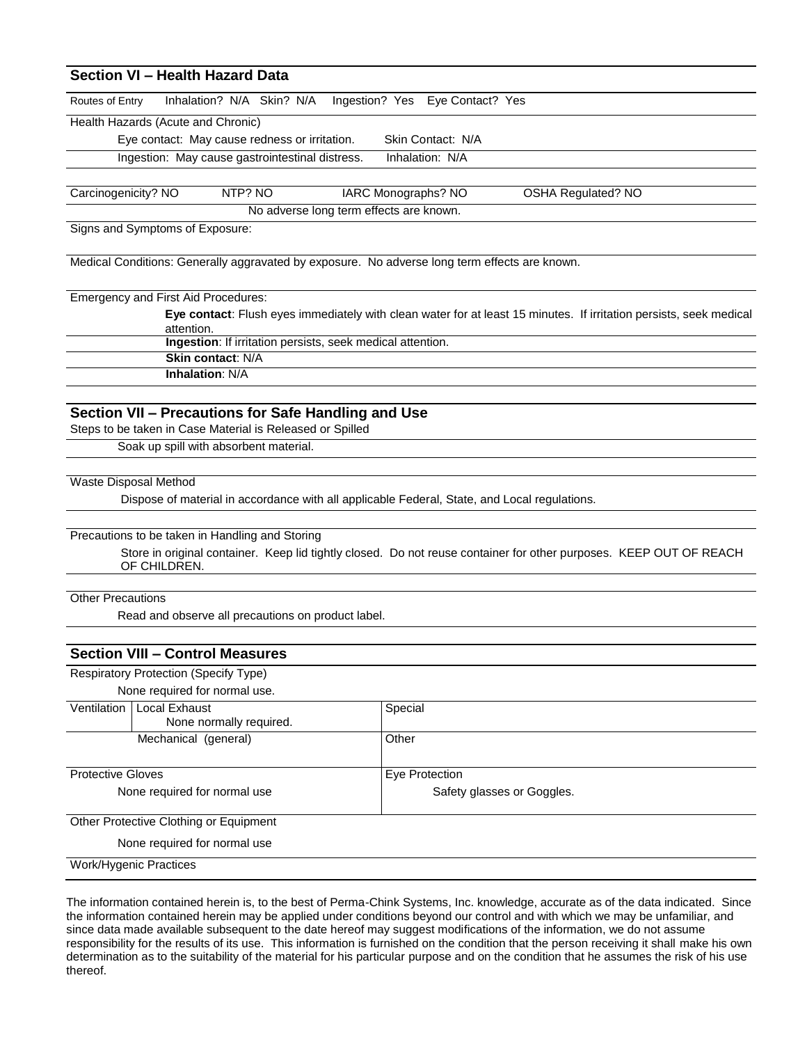## Section VI – Health Hazard Data

Routes of Entry Inhalation? N/A Skin? N/A Ingestion? Yes Eye Contact? Yes

Health Hazards (Acute and Chronic)

Eye contact: May cause redness or irritation. Skin Contact: N/A

Ingestion: May cause gastrointestinal distress. Inhalation: N/A

Carcinogenicity? NO NTP? NO IARC Monographs? NO OSHA Regulated? NO

No adverse long term effects are known.

Signs and Symptoms of Exposure:

Medical Conditions: Generally aggravated by exposure. No adverse long term effects are known.

Emergency and First Aid Procedures:

**Eye contact**: Flush eyes immediately with clean water for at least 15 minutes. If irritation persists, seek medical attention.

**Ingestion**: If irritation persists, seek medical attention.

**Skin contact**: N/A

**Inhalation**: N/A

## Section VII – Precautions for Safe Handling and Use

Steps to be taken in Case Material is Released or Spilled

Soak up spill with absorbent material.

Waste Disposal Method

Dispose of material in accordance with all applicable Federal, State, and Local regulations.

Precautions to be taken in Handling and Storing

Store in original container. Keep lid tightly closed. Do not reuse container for other purposes. KEEP OUT OF REACH OF CHILDREN.

Other Precautions

Read and observe all precautions on product label.

## Section VIII – Control Measures

Respiratory Protection (Specify Type)

None required for normal use.

| | | |
|---|---|---|
| Ventilation | Local Exhaust<br>None normally required. | Special |
| | Mechanical (general) | Other |

| | |
|---|---|
| Protective Gloves<br>None required for normal use | Eye Protection<br>Safety glasses or Goggles. |

Other Protective Clothing or Equipment

None required for normal use

Work/Hygenic Practices

The information contained herein is, to the best of Perma-Chink Systems, Inc. knowledge, accurate as of the data indicated. Since the information contained herein may be applied under conditions beyond our control and with which we may be unfamiliar, and since data made available subsequent to the date hereof may suggest modifications of the information, we do not assume responsibility for the results of its use. This information is furnished on the condition that the person receiving it shall make his own determination as to the suitability of the material for his particular purpose and on the condition that he assumes the risk of his use thereof.